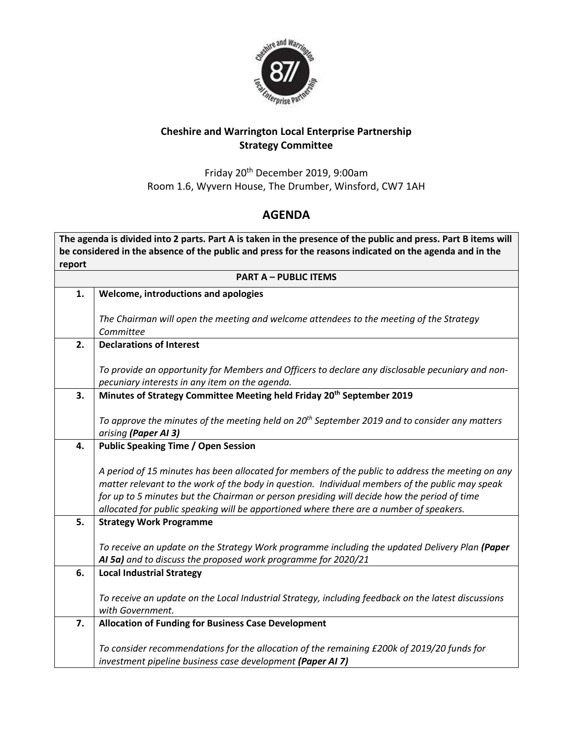**Cheshire and Warrington Local Enterprise Partnership**
**Strategy Committee**

Friday 20th December 2019, 9:00am
Room 1.6, Wyvern House, The Drumber, Winsford, CW7 1AH

# AGENDA

| **The agenda is divided into 2 parts. Part A is taken in the presence of the public and press. Part B items will be considered in the absence of the public and press for the reasons indicated on the agenda and in the report** | |
|---|---|
| **PART A – PUBLIC ITEMS** | |
| **1.** | **Welcome, introductions and apologies**<br><br>*The Chairman will open the meeting and welcome attendees to the meeting of the Strategy Committee* |
| **2.** | **Declarations of Interest**<br><br>*To provide an opportunity for Members and Officers to declare any disclosable pecuniary and non-pecuniary interests in any item on the agenda.* |
| **3.** | **Minutes of Strategy Committee Meeting held Friday 20th September 2019**<br><br>*To approve the minutes of the meeting held on 20th September 2019 and to consider any matters arising **(Paper AI 3)*** |
| **4.** | **Public Speaking Time / Open Session**<br><br>*A period of 15 minutes has been allocated for members of the public to address the meeting on any matter relevant to the work of the body in question. Individual members of the public may speak for up to 5 minutes but the Chairman or person presiding will decide how the period of time allocated for public speaking will be apportioned where there are a number of speakers.* |
| **5.** | **Strategy Work Programme**<br><br>*To receive an update on the Strategy Work programme including the updated Delivery Plan **(Paper AI 5a)** and to discuss the proposed work programme for 2020/21* |
| **6.** | **Local Industrial Strategy**<br><br>*To receive an update on the Local Industrial Strategy, including feedback on the latest discussions with Government.* |
| **7.** | **Allocation of Funding for Business Case Development**<br><br>*To consider recommendations for the allocation of the remaining £200k of 2019/20 funds for investment pipeline business case development **(Paper AI 7)*** |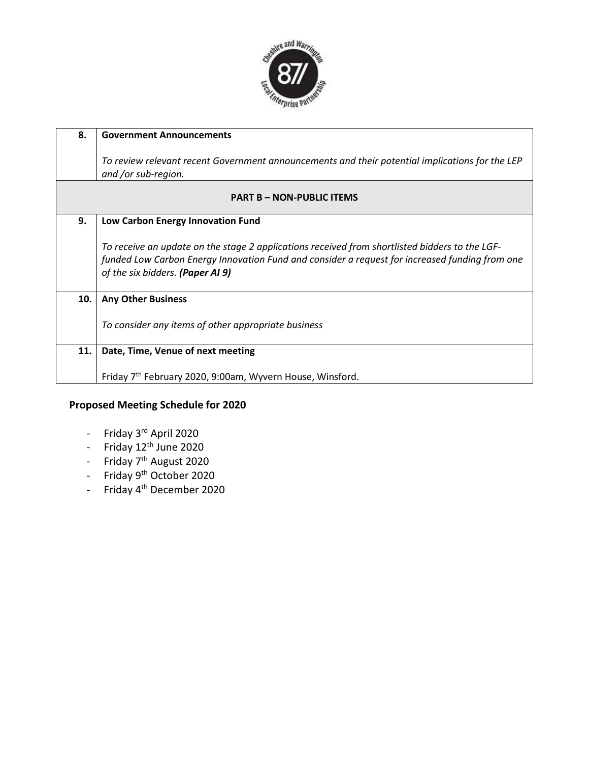| | |
|---|---|
| **8.** | **Government Announcements**<br><br>*To review relevant recent Government announcements and their potential implications for the LEP and /or sub-region.* |
| | **PART B – NON-PUBLIC ITEMS** |
| **9.** | **Low Carbon Energy Innovation Fund**<br><br>*To receive an update on the stage 2 applications received from shortlisted bidders to the LGF-funded Low Carbon Energy Innovation Fund and consider a request for increased funding from one of the six bidders.* ***(Paper AI 9)*** |
| **10.** | **Any Other Business**<br><br>*To consider any items of other appropriate business* |
| **11.** | **Date, Time, Venue of next meeting**<br><br>Friday 7th February 2020, 9:00am, Wyvern House, Winsford. |

**Proposed Meeting Schedule for 2020**

- Friday 3rd April 2020
- Friday 12th June 2020
- Friday 7th August 2020
- Friday 9th October 2020
- Friday 4th December 2020